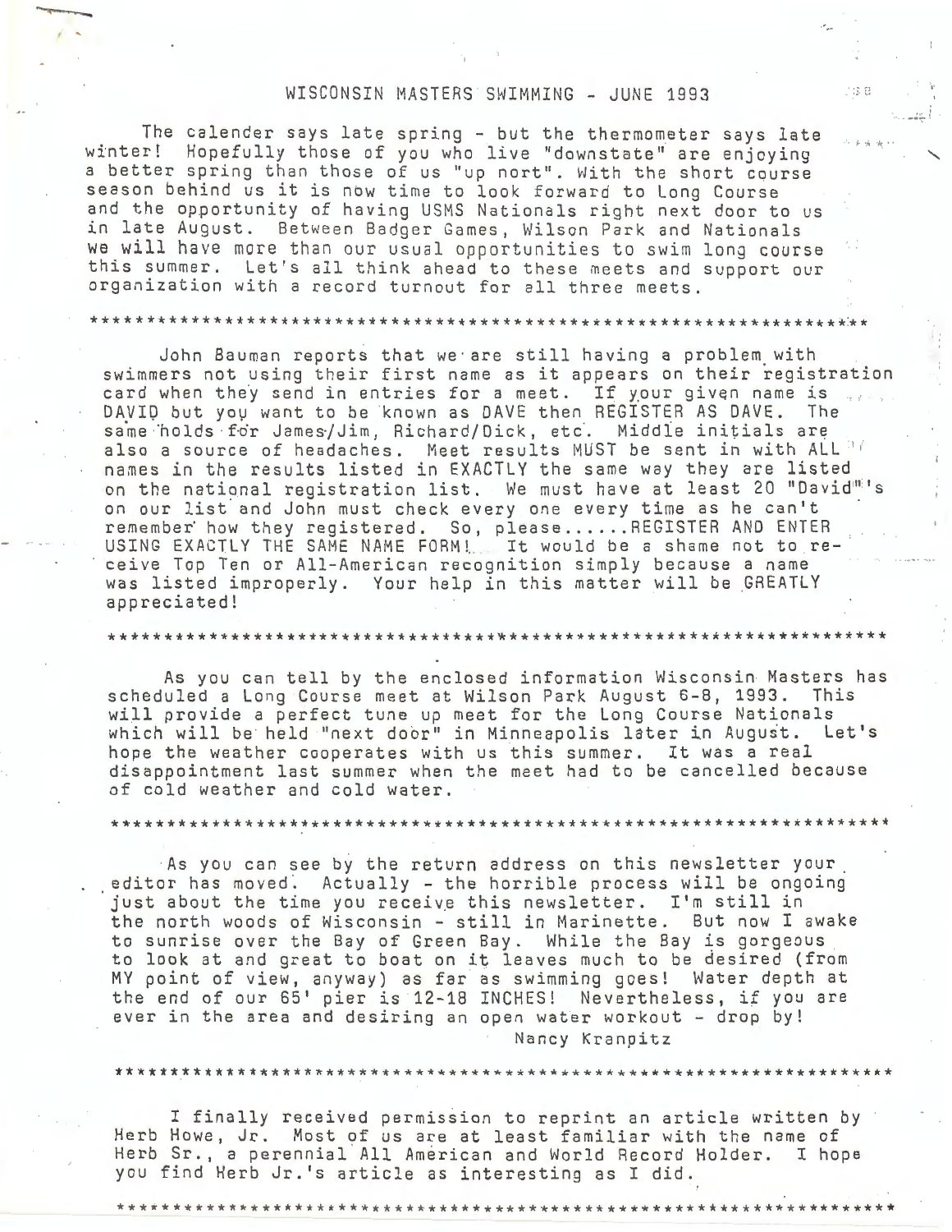# WISCONSIN MASTERS SWIMMING - JUNE 1993

The calender says late spring - but the thermometer says late winter! Hopefully those of you who live "downstate" are enjoying a better spring than those of us "up nort". With the short course season behind us it is now time to look forward to Long Course and the opportunity of having USMS Nationals right next door to us in late August. Between Badger Games, Wilson Park and Nationals we will have more than our usual opportunities to swim long course this summer. Let's all think ahead to these meets and support our organization with a record turnout for all three meets.

*******************************************************************

John Bauman reports that we are still having a problem with swimmers not using their first name as it appears on their registration card when they send in entries for a meet. If your given name is DAVID but you want to be known as DAVE then REGISTER AS DAVE. The same holds for James/Jim, Richard/Dick, etc. Middle initials are also a source of headaches. Meet results MUST be sent in with ALL names in the results listed in EXACTLY the same way they are listed on the national registration list. We must have at least 20 "David"'s on our list and John must check every one every time as he can't remember how they registered. So, please......REGISTER AND ENTER USING EXACTLY THE SAME NAME FORM! It would be a shame not to receive Top Ten or All-American recognition simply because a name was listed improperly. Your help in this matter will be GREATLY appreciated!

*******************************************************************

As you can tell by the enclosed information Wisconsin Masters has scheduled a Long Course meet at Wilson Park August 6-8, 1993. This will provide a perfect tune up meet for the Long Course Nationals which will be held "next door" in Minneapolis later in August. Let's hope the weather cooperates with us this summer. It was a real disappointment last summer when the meet had to be cancelled because of cold weather and cold water.

*******************************************************************

As you can see by the return address on this newsletter your editor has moved. Actually - the horrible process will be ongoing just about the time you receive this newsletter. I'm still in the north woods of Wisconsin - still in Marinette. But now I awake to sunrise over the Bay of Green Bay. While the Bay is gorgeous to look at and great to boat on it leaves much to be desired (from MY point of view, anyway) as far as swimming goes! Water depth at the end of our 65' pier is 12-18 INCHES! Nevertheless, if you are ever in the area and desiring an open water workout - drop by!

Nancy Kranpitz

*******************************************************************

I finally received permission to reprint an article written by Herb Howe, Jr. Most of us are at least familiar with the name of Herb Sr., a perennial All American and World Record Holder. I hope you find Herb Jr.'s article as interesting as I did.

*******************************************************************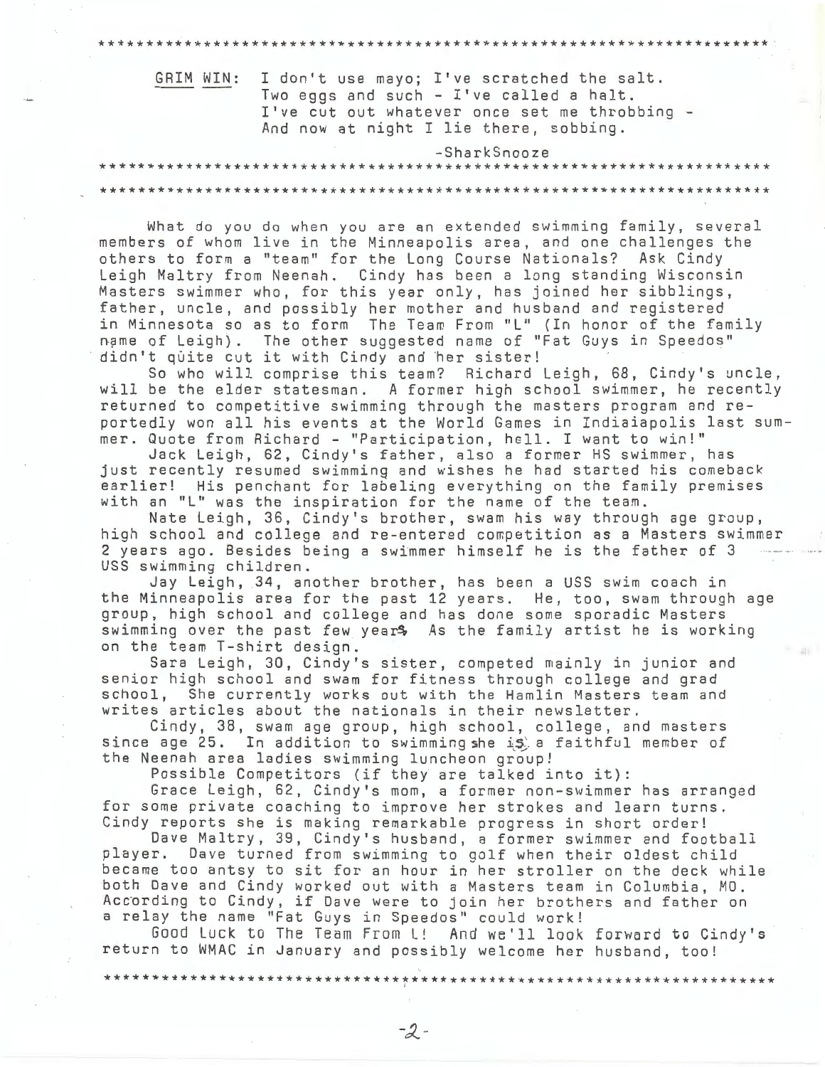**GRIM WIN:** I don't use mayo; I've scratched the salt.
Two eggs and such - I've called a halt.
I've cut out whatever once set me throbbing -
And now at night I lie there, sobbing.

-SharkSnooze

---

What do you do when you are an extended swimming family, several members of whom live in the Minneapolis area, and one challenges the others to form a "team" for the Long Course Nationals? Ask Cindy Leigh Maltry from Neenah. Cindy has been a long standing Wisconsin Masters swimmer who, for this year only, has joined her sibblings, father, uncle, and possibly her mother and husband and registered in Minnesota so as to form The Team From "L" (In honor of the family name of Leigh). The other suggested name of "Fat Guys in Speedos" didn't quite cut it with Cindy and her sister!

So who will comprise this team? Richard Leigh, 68, Cindy's uncle, will be the elder statesman. A former high school swimmer, he recently returned to competitive swimming through the masters program and reportedly won all his events at the World Games in Indiaiapolis last summer. Quote from Richard - "Participation, hell. I want to win!"

Jack Leigh, 62, Cindy's father, also a former HS swimmer, has just recently resumed swimming and wishes he had started his comeback earlier! His penchant for labeling everything on the family premises with an "L" was the inspiration for the name of the team.

Nate Leigh, 36, Cindy's brother, swam his way through age group, high school and college and re-entered competition as a Masters swimmer 2 years ago. Besides being a swimmer himself he is the father of 3 USS swimming children.

Jay Leigh, 34, another brother, has been a USS swim coach in the Minneapolis area for the past 12 years. He, too, swam through age group, high school and college and has done some sporadic Masters swimming over the past few years. As the family artist he is working on the team T-shirt design.

Sara Leigh, 30, Cindy's sister, competed mainly in junior and senior high school and swam for fitness through college and grad school, She currently works out with the Hamlin Masters team and writes articles about the nationals in their newsletter.

Cindy, 38, swam age group, high school, college, and masters since age 25. In addition to swimming she is a faithful member of the Neenah area ladies swimming luncheon group!

Possible Competitors (if they are talked into it):

Grace Leigh, 62, Cindy's mom, a former non-swimmer has arranged for some private coaching to improve her strokes and learn turns. Cindy reports she is making remarkable progress in short order!

Dave Maltry, 39, Cindy's husband, a former swimmer and football player. Dave turned from swimming to golf when their oldest child became too antsy to sit for an hour in her stroller on the deck while both Dave and Cindy worked out with a Masters team in Columbia, MO. According to Cindy, if Dave were to join her brothers and father on a relay the name "Fat Guys in Speedos" could work!

Good Luck to The Team From L! And we'll look forward to Cindy's return to WMAC in January and possibly welcome her husband, too!

---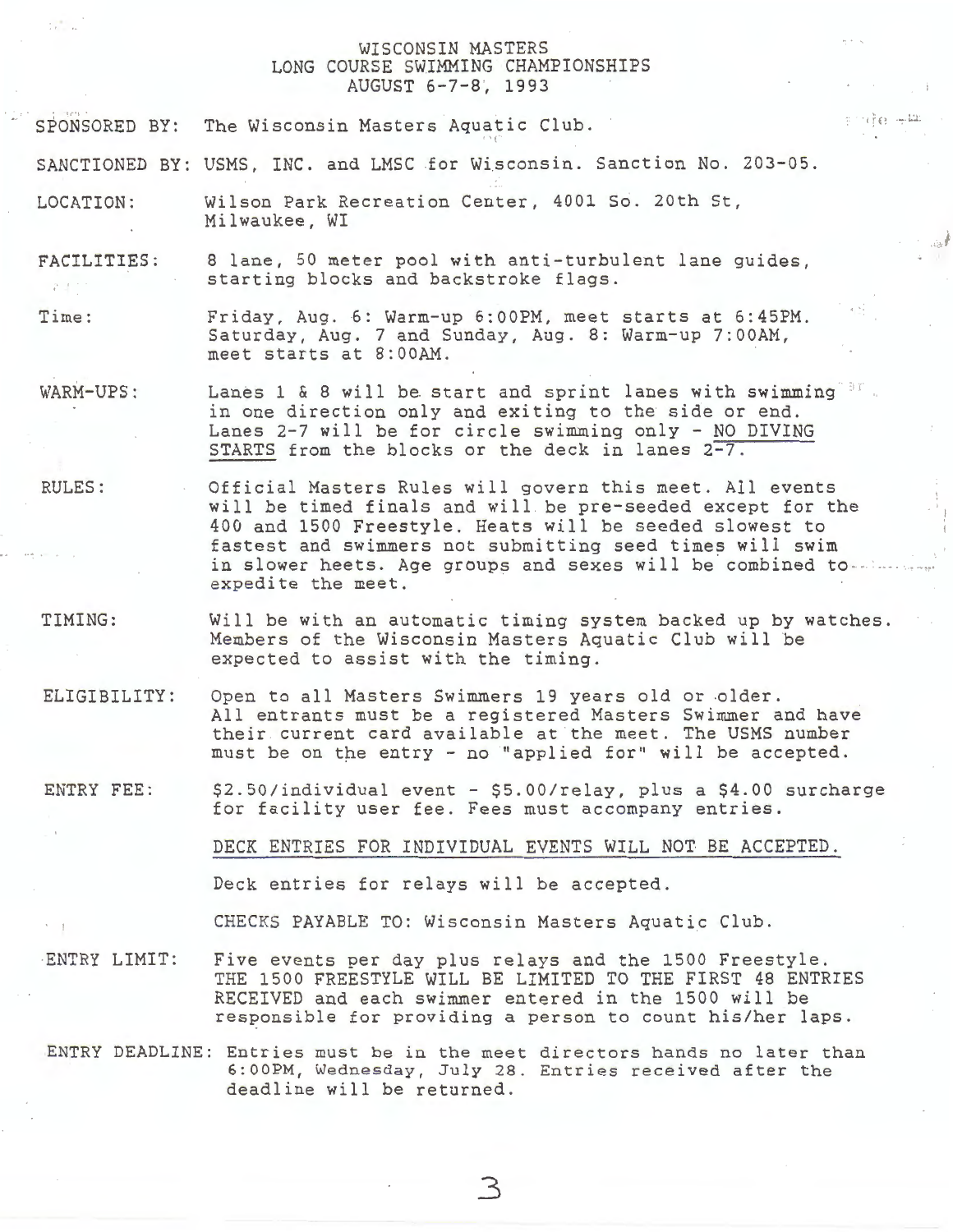# WISCONSIN MASTERS
## LONG COURSE SWIMMING CHAMPIONSHIPS
### AUGUST 6-7-8, 1993

**SPONSORED BY:** The Wisconsin Masters Aquatic Club.

**SANCTIONED BY:** USMS, INC. and LMSC for Wisconsin. Sanction No. 203-05.

**LOCATION:** Wilson Park Recreation Center, 4001 So. 20th St, Milwaukee, WI

**FACILITIES:** 8 lane, 50 meter pool with anti-turbulent lane guides, starting blocks and backstroke flags.

**Time:** Friday, Aug. 6: Warm-up 6:00PM, meet starts at 6:45PM. Saturday, Aug. 7 and Sunday, Aug. 8: Warm-up 7:00AM, meet starts at 8:00AM.

**WARM-UPS:** Lanes 1 & 8 will be start and sprint lanes with swimming in one direction only and exiting to the side or end. Lanes 2-7 will be for circle swimming only - NO DIVING STARTS from the blocks or the deck in lanes 2-7.

**RULES:** Official Masters Rules will govern this meet. All events will be timed finals and will be pre-seeded except for the 400 and 1500 Freestyle. Heats will be seeded slowest to fastest and swimmers not submitting seed times will swim in slower heets. Age groups and sexes will be combined to expedite the meet.

**TIMING:** Will be with an automatic timing system backed up by watches. Members of the Wisconsin Masters Aquatic Club will be expected to assist with the timing.

**ELIGIBILITY:** Open to all Masters Swimmers 19 years old or older. All entrants must be a registered Masters Swimmer and have their current card available at the meet. The USMS number must be on the entry - no "applied for" will be accepted.

**ENTRY FEE:** $2.50/individual event - $5.00/relay, plus a $4.00 surcharge for facility user fee. Fees must accompany entries.

DECK ENTRIES FOR INDIVIDUAL EVENTS WILL NOT BE ACCEPTED.

Deck entries for relays will be accepted.

CHECKS PAYABLE TO: Wisconsin Masters Aquatic Club.

**ENTRY LIMIT:** Five events per day plus relays and the 1500 Freestyle. THE 1500 FREESTYLE WILL BE LIMITED TO THE FIRST 48 ENTRIES RECEIVED and each swimmer entered in the 1500 will be responsible for providing a person to count his/her laps.

**ENTRY DEADLINE:** Entries must be in the meet directors hands no later than 6:00PM, Wednesday, July 28. Entries received after the deadline will be returned.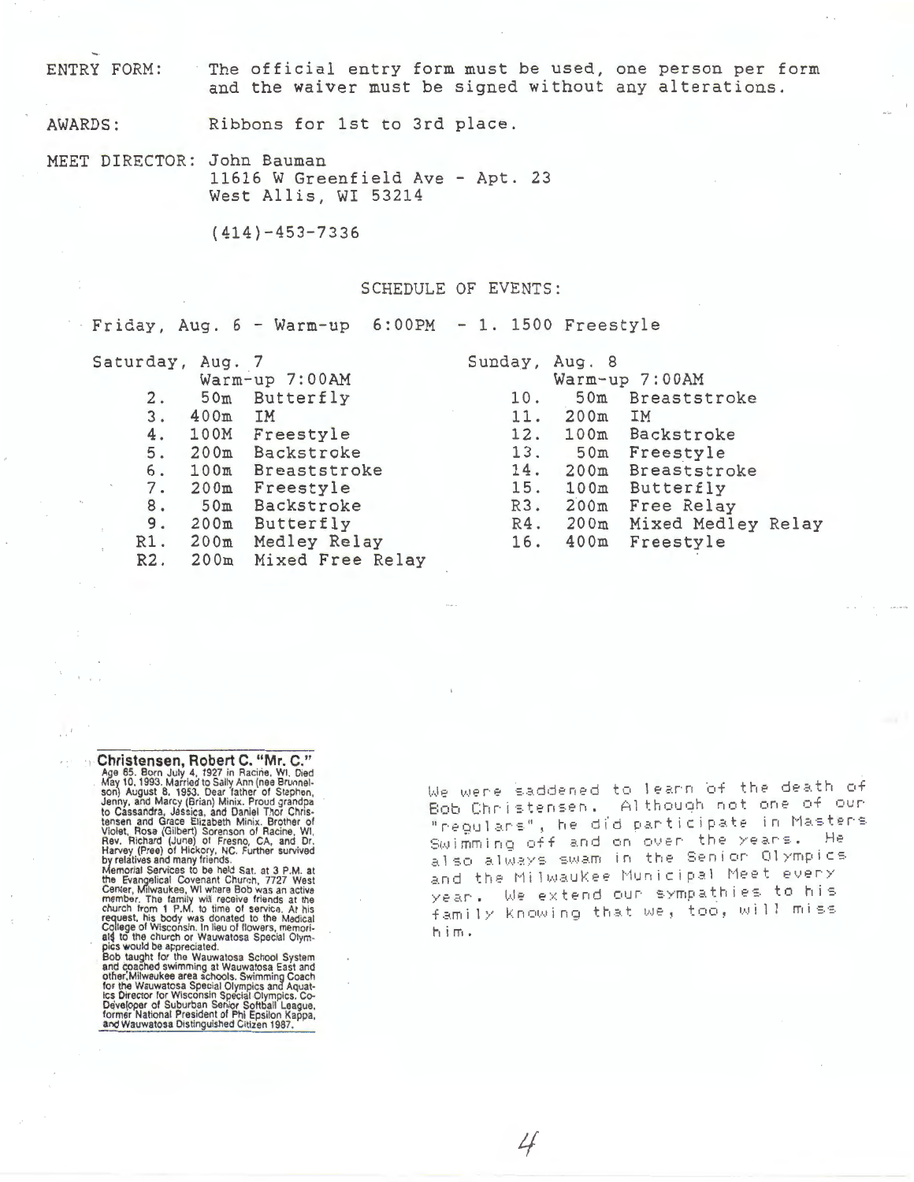ENTRY FORM: The official entry form must be used, one person per form and the waiver must be signed without any alterations.

AWARDS: Ribbons for 1st to 3rd place.

MEET DIRECTOR: John Bauman
11616 W Greenfield Ave - Apt. 23
West Allis, WI 53214

(414)-453-7336

## SCHEDULE OF EVENTS:

Friday, Aug. 6 - Warm-up 6:00PM - 1. 1500 Freestyle

Saturday, Aug. 7
Warm-up 7:00AM

2. 50m Butterfly
3. 400m IM
4. 100M Freestyle
5. 200m Backstroke
6. 100m Breaststroke
7. 200m Freestyle
8. 50m Backstroke
9. 200m Butterfly

R1. 200m Medley Relay
R2. 200m Mixed Free Relay

Sunday, Aug. 8
Warm-up 7:00AM

10. 50m Breaststroke
11. 200m IM
12. 100m Backstroke
13. 50m Freestyle
14. 200m Breaststroke
15. 100m Butterfly

R3. 200m Free Relay
R4. 200m Mixed Medley Relay

16. 400m Freestyle

**Christensen, Robert C. "Mr. C."**
Age 65. Born July 4, 1927 in Racine, WI. Died May 10, 1993. Married to Sally Ann (nee Brunnelson) August 8, 1953. Dear father of Stephen, Jenny, and Marcy (Brian) Minix. Proud grandpa to Cassandra, Jessica, and Daniel Thor Christensen and Grace Elizabeth Minix. Brother of Violet, Rose (Gilbert) Sorenson of Racine, WI, Rev. Richard (June) of Fresno, CA, and Dr. Harvey (Pree) of Hickory, NC. Further survived by relatives and many friends.
Memorial Services to be held Sat. at 3 P.M. at the Evangelical Covenant Church, 7727 West Center, Milwaukee, WI where Bob was an active member. The family will receive friends at the church from 1 P.M. to time of service. At his request, his body was donated to the Medical College of Wisconsin. In lieu of flowers, memorials to the church or Wauwatosa Special Olympics would be appreciated.
Bob taught for the Wauwatosa School System and coached swimming at Wauwatosa East and other Milwaukee area schools. Swimming Coach for the Wauwatosa Special Olympics and Aquatics Director for Wisconsin Special Olympics. Co-Developer of Suburban Senior Softball League, former National President of Phi Epsilon Kappa, and Wauwatosa Distinguished Citizen 1987.

We were saddened to learn of the death of Bob Christensen. Although not one of our "regulars", he did participate in Masters Swimming off and on over the years. He also always swam in the Senior Olympics and the Milwaukee Municipal Meet every year. We extend our sympathies to his family knowing that we, too, will miss him.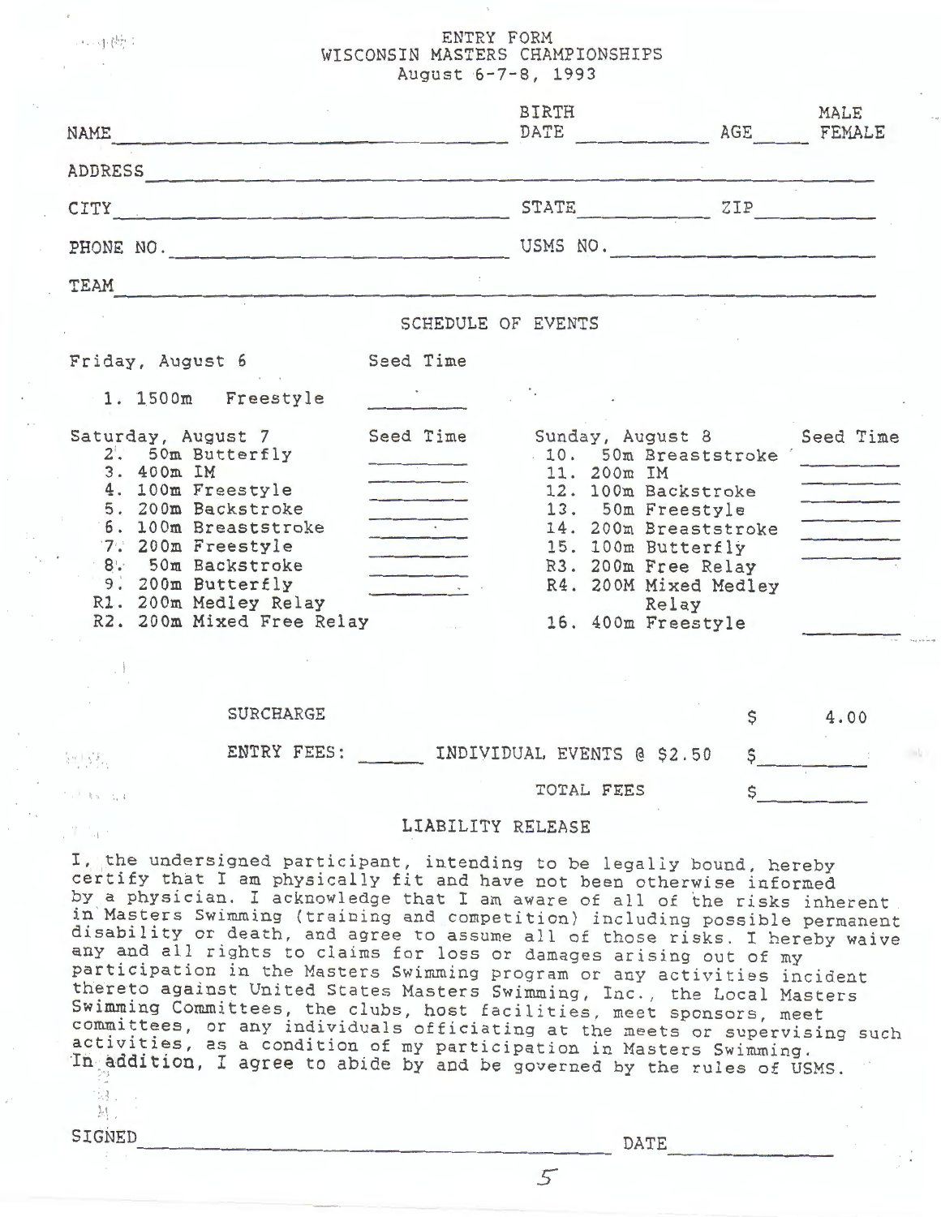# ENTRY FORM
## WISCONSIN MASTERS CHAMPIONSHIPS
### August 6-7-8, 1993

NAME ______________________ BIRTH DATE __________ AGE _____ MALE FEMALE

ADDRESS ______________________________________________

CITY ______________________ STATE __________ ZIP __________

PHONE NO. ______________________ USMS NO. ______________________

TEAM ______________________________________________

## SCHEDULE OF EVENTS

**Friday, August 6** — Seed Time

1. 1500m Freestyle ________

**Saturday, August 7** — Seed Time

2. 50m Butterfly ________
3. 400m IM ________
4. 100m Freestyle ________
5. 200m Backstroke ________
6. 100m Breaststroke ________
7. 200m Freestyle ________
8. 50m Backstroke ________
9. 200m Butterfly ________

R1. 200m Medley Relay
R2. 200m Mixed Free Relay

**Sunday, August 8** — Seed Time

10. 50m Breaststroke ________
11. 200m IM ________
12. 100m Backstroke ________
13. 50m Freestyle ________
14. 200m Breaststroke ________
15. 100m Butterfly ________

R3. 200m Free Relay
R4. 200M Mixed Medley Relay

16. 400m Freestyle ________

| | | |
|---|---|---|
| SURCHARGE | | $ 4.00 |
| ENTRY FEES: | ______ INDIVIDUAL EVENTS @ $2.50 | $________ |
| | TOTAL FEES | $________ |

## LIABILITY RELEASE

I, the undersigned participant, intending to be legally bound, hereby certify that I am physically fit and have not been otherwise informed by a physician. I acknowledge that I am aware of all of the risks inherent in Masters Swimming (training and competition) including possible permanent disability or death, and agree to assume all of those risks. I hereby waive any and all rights to claims for loss or damages arising out of my participation in the Masters Swimming program or any activities incident thereto against United States Masters Swimming, Inc., the Local Masters Swimming Committees, the clubs, host facilities, meet sponsors, meet committees, or any individuals officiating at the meets or supervising such activities, as a condition of my participation in Masters Swimming. In addition, I agree to abide by and be governed by the rules of USMS.

SIGNED ______________________________________ DATE ____________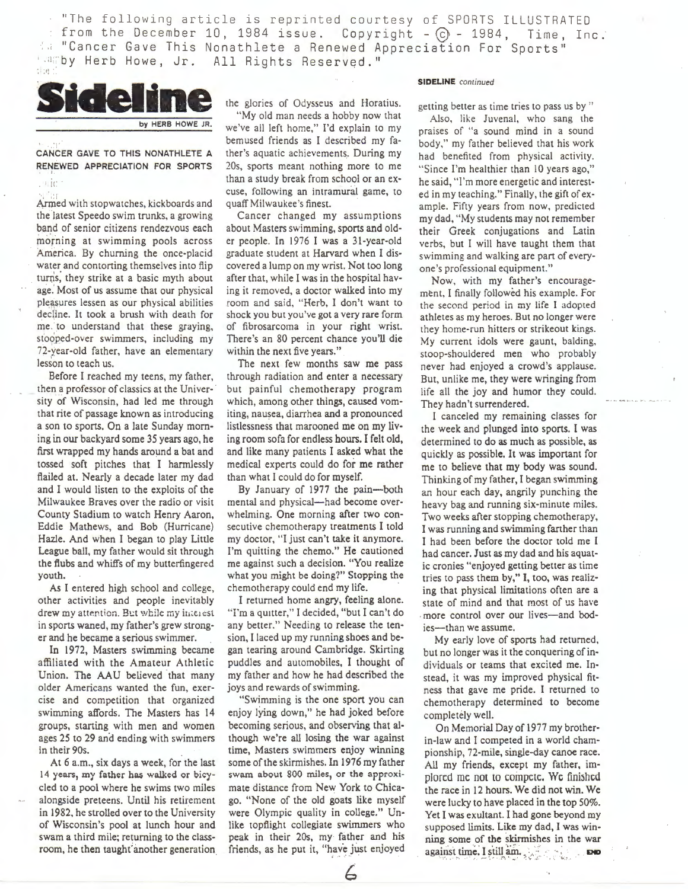"The following article is reprinted courtesy of SPORTS ILLUSTRATED from the December 10, 1984 issue. Copyright - © - 1984, Time, Inc. "Cancer Gave This Nonathlete a Renewed Appreciation For Sports" by Herb Howe, Jr. All Rights Reserved."

# Sideline

by HERB HOWE JR.

## CANCER GAVE TO THIS NONATHLETE A RENEWED APPRECIATION FOR SPORTS

Armed with stopwatches, kickboards and the latest Speedo swim trunks, a growing band of senior citizens rendezvous each morning at swimming pools across America. By churning the once-placid water and contorting themselves into flip turns, they strike at a basic myth about age. Most of us assume that our physical pleasures lessen as our physical abilities decline. It took a brush with death for me to understand that these graying, stooped-over swimmers, including my 72-year-old father, have an elementary lesson to teach us.

Before I reached my teens, my father, then a professor of classics at the University of Wisconsin, had led me through that rite of passage known as introducing a son to sports. On a late Sunday morning in our backyard some 35 years ago, he first wrapped my hands around a bat and tossed soft pitches that I harmlessly flailed at. Nearly a decade later my dad and I would listen to the exploits of the Milwaukee Braves over the radio or visit County Stadium to watch Henry Aaron, Eddie Mathews, and Bob (Hurricane) Hazle. And when I began to play Little League ball, my father would sit through the flubs and whiffs of my butterfingered youth.

As I entered high school and college, other activities and people inevitably drew my attention. But while my interest in sports waned, my father's grew stronger and he became a serious swimmer.

In 1972, Masters swimming became affiliated with the Amateur Athletic Union. The AAU believed that many older Americans wanted the fun, exercise and competition that organized swimming affords. The Masters has 14 groups, starting with men and women ages 25 to 29 and ending with swimmers in their 90s.

At 6 a.m., six days a week, for the last 14 years, my father has walked or bicycled to a pool where he swims two miles alongside preteens. Until his retirement in 1982, he strolled over to the University of Wisconsin's pool at lunch hour and swam a third mile; returning to the classroom, he then taught another generation the glories of Odysseus and Horatius.

"My old man needs a hobby now that we've all left home," I'd explain to my bemused friends as I described my father's aquatic achievements. During my 20s, sports meant nothing more to me than a study break from school or an excuse, following an intramural game, to quaff Milwaukee's finest.

Cancer changed my assumptions about Masters swimming, sports and older people. In 1976 I was a 31-year-old graduate student at Harvard when I discovered a lump on my wrist. Not too long after that, while I was in the hospital having it removed, a doctor walked into my room and said, "Herb, I don't want to shock you but you've got a very rare form of fibrosarcoma in your right wrist. There's an 80 percent chance you'll die within the next five years."

The next few months saw me pass through radiation and enter a necessary but painful chemotherapy program which, among other things, caused vomiting, nausea, diarrhea and a pronounced listlessness that marooned me on my living room sofa for endless hours. I felt old, and like many patients I asked what the medical experts could do for me rather than what I could do for myself.

By January of 1977 the pain—both mental and physical—had become overwhelming. One morning after two consecutive chemotherapy treatments I told my doctor, "I just can't take it anymore. I'm quitting the chemo." He cautioned me against such a decision. "You realize what you might be doing?" Stopping the chemotherapy could end my life.

I returned home angry, feeling alone. "I'm a quitter," I decided, "but I can't do any better." Needing to release the tension, I laced up my running shoes and began tearing around Cambridge. Skirting puddles and automobiles, I thought of my father and how he had described the joys and rewards of swimming.

"Swimming is the one sport you can enjoy lying down," he had joked before becoming serious, and observing that although we're all losing the war against time, Masters swimmers enjoy winning some of the skirmishes. In 1976 my father swam about 800 miles, or the approximate distance from New York to Chicago. "None of the old goats like myself were Olympic quality in college." Unlike topflight collegiate swimmers who peak in their 20s, my father and his friends, as he put it, "have just enjoyed getting better as time tries to pass us by."

Also, like Juvenal, who sang the praises of "a sound mind in a sound body," my father believed that his work had benefited from physical activity. "Since I'm healthier than 10 years ago," he said, "I'm more energetic and interested in my teaching." Finally, the gift of example. Fifty years from now, predicted my dad, "My students may not remember their Greek conjugations and Latin verbs, but I will have taught them that swimming and walking are part of everyone's professional equipment."

Now, with my father's encouragement, I finally followed his example. For the second period in my life I adopted athletes as my heroes. But no longer were they home-run hitters or strikeout kings. My current idols were gaunt, balding, stoop-shouldered men who probably never had enjoyed a crowd's applause. But, unlike me, they were wringing from life all the joy and humor they could. They hadn't surrendered.

I canceled my remaining classes for the week and plunged into sports. I was determined to do as much as possible, as quickly as possible. It was important for me to believe that my body was sound. Thinking of my father, I began swimming an hour each day, angrily punching the heavy bag and running six-minute miles. Two weeks after stopping chemotherapy, I was running and swimming farther than I had been before the doctor told me I had cancer. Just as my dad and his aquatic cronies "enjoyed getting better as time tries to pass them by," I, too, was realizing that physical limitations often are a state of mind and that most of us have more control over our lives—and bodies—than we assume.

My early love of sports had returned, but no longer was it the conquering of individuals or teams that excited me. Instead, it was my improved physical fitness that gave me pride. I returned to chemotherapy determined to become completely well.

On Memorial Day of 1977 my brother-in-law and I competed in a world championship, 72-mile, single-day canoe race. All my friends, except my father, implored me not to compete. We finished the race in 12 hours. We did not win. We were lucky to have placed in the top 50%. Yet I was exultant. I had gone beyond my supposed limits. Like my dad, I was winning some of the skirmishes in the war against time. I still am. END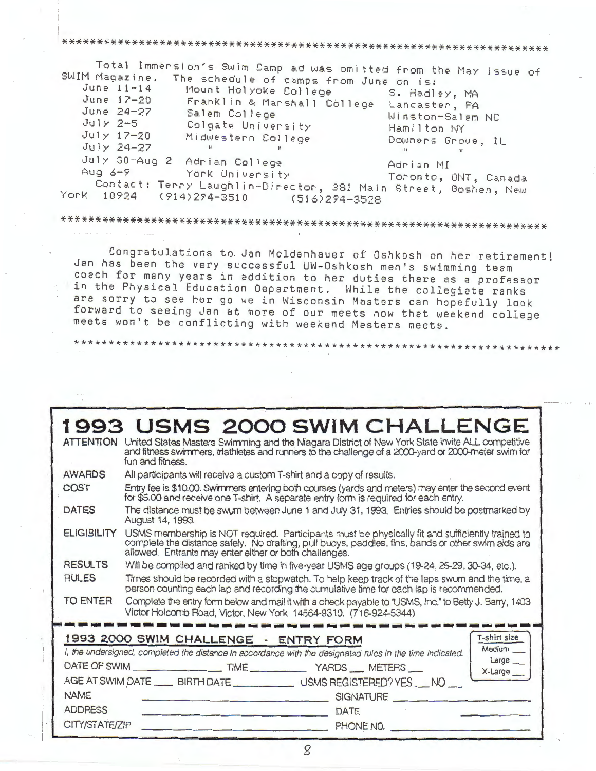\*\*\*\*\*\*\*\*\*\*\*\*\*\*\*\*\*\*\*\*\*\*\*\*\*\*\*\*\*\*\*\*\*\*\*\*\*\*\*\*\*\*\*\*\*\*\*\*\*\*\*\*\*\*\*\*\*\*\*\*\*\*\*\*\*\*\*

Total Immersion's Swim Camp ad was omitted from the May issue of SWIM Magazine. The schedule of camps from June on is:

| | | |
|---|---|---|
| June 11-14 | Mount Holyoke College | S. Hadley, MA |
| June 17-20 | Franklin & Marshall College | Lancaster, PA |
| June 24-27 | Salem College | Winston-Salem NC |
| July 2-5 | Colgate University | Hamilton NY |
| July 17-20 | Midwestern College | Downers Grove, IL |
| July 24-27 | " " | " " |
| July 30-Aug 2 | Adrian College | Adrian MI |
| Aug 6-9 | York University | Toronto, ONT, Canada |

Contact: Terry Laughlin-Director, 381 Main Street, Goshen, New York 10924 (914)294-3510 (516)294-3528

\*\*\*\*\*\*\*\*\*\*\*\*\*\*\*\*\*\*\*\*\*\*\*\*\*\*\*\*\*\*\*\*\*\*\*\*\*\*\*\*\*\*\*\*\*\*\*\*\*\*\*\*\*\*\*\*\*\*\*\*\*\*\*\*\*\*\*

Congratulations to Jan Moldenhauer of Oshkosh on her retirement! Jan has been the very successful UW-Oshkosh men's swimming team coach for many years in addition to her duties there as a professor in the Physical Education Department. While the collegiate ranks are sorry to see her go we in Wisconsin Masters can hopefully look forward to seeing Jan at more of our meets now that weekend college meets won't be conflicting with weekend Masters meets.

\*\*\*\*\*\*\*\*\*\*\*\*\*\*\*\*\*\*\*\*\*\*\*\*\*\*\*\*\*\*\*\*\*\*\*\*\*\*\*\*\*\*\*\*\*\*\*\*\*\*\*\*\*\*\*\*\*\*\*\*\*\*\*\*\*\*\*

# 1993 USMS 2000 SWIM CHALLENGE

**ATTENTION** United States Masters Swimming and the Niagara District of New York State invite ALL competitive and fitness swimmers, triathletes and runners to the challenge of a 2000-yard or 2000-meter swim for fun and fitness.

**AWARDS** All participants will receive a custom T-shirt and a copy of results.

**COST** Entry fee is $10.00. Swimmers entering both courses (yards and meters) may enter the second event for $5.00 and receive one T-shirt. A separate entry form is required for each entry.

**DATES** The distance must be swum between June 1 and July 31, 1993. Entries should be postmarked by August 14, 1993.

**ELIGIBILITY** USMS membership is NOT required. Participants must be physically fit and sufficiently trained to complete the distance safely. No drafting, pull buoys, paddles, fins, bands or other swim aids are allowed. Entrants may enter either or both challenges.

**RESULTS** Will be compiled and ranked by time in five-year USMS age groups (19-24, 25-29, 30-34, etc.).

**RULES** Times should be recorded with a stopwatch. To help keep track of the laps swum and the time, a person counting each lap and recording the cumulative time for each lap is recommended.

**TO ENTER** Complete the entry form below and mail it with a check payable to "USMS, Inc." to Betty J. Barry, 1403 Victor Holcomb Road, Victor, New York 14564-9310. (716-924-5344)

## 1993 2000 SWIM CHALLENGE - ENTRY FORM

T-shirt size: Medium \_\_\_ Large \_\_\_ X-Large \_\_\_

*I, the undersigned, completed the distance in accordance with the designated rules in the time indicated.*

DATE OF SWIM \_\_\_\_\_\_\_\_\_\_ TIME \_\_\_\_\_\_\_\_ YARDS \_\_\_ METERS \_\_\_

AGE AT SWIM DATE \_\_\_ BIRTH DATE \_\_\_\_\_\_\_\_ USMS REGISTERED? YES \_\_\_ NO \_\_\_

NAME \_\_\_\_\_\_\_\_\_\_\_\_\_\_\_\_ SIGNATURE \_\_\_\_\_\_\_\_\_\_\_\_\_\_\_\_

ADDRESS \_\_\_\_\_\_\_\_\_\_\_\_\_\_\_\_ DATE \_\_\_\_\_\_\_\_\_\_

CITY/STATE/ZIP \_\_\_\_\_\_\_\_\_\_\_\_\_\_\_\_ PHONE NO. \_\_\_\_\_\_\_\_\_\_\_\_\_\_\_\_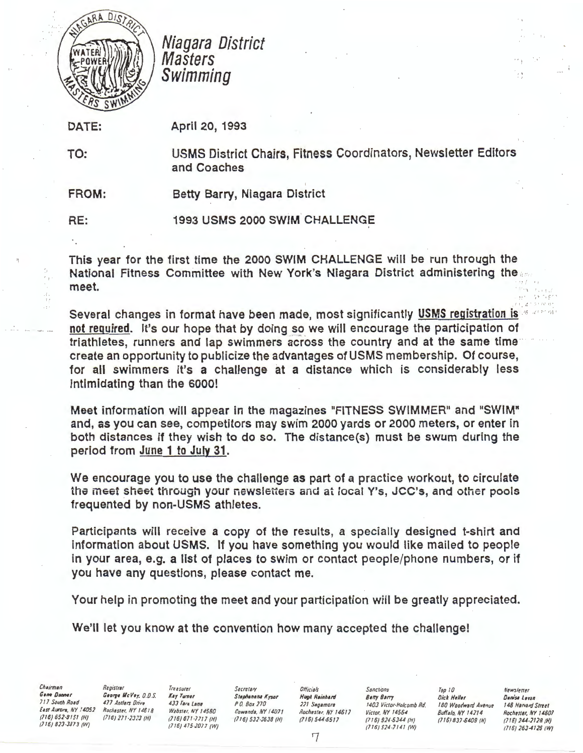# Niagara District Masters Swimming

**DATE:** April 20, 1993

**TO:** USMS District Chairs, Fitness Coordinators, Newsletter Editors and Coaches

**FROM:** Betty Barry, Niagara District

**RE:** 1993 USMS 2000 SWIM CHALLENGE

This year for the first time the 2000 SWIM CHALLENGE will be run through the National Fitness Committee with New York's Niagara District administering the meet.

Several changes in format have been made, most significantly **USMS registration is not required**. It's our hope that by doing so we will encourage the participation of triathletes, runners and lap swimmers across the country and at the same time create an opportunity to publicize the advantages of USMS membership. Of course, for all swimmers it's a challenge at a distance which is considerably less intimidating than the 6000!

Meet information will appear in the magazines "FITNESS SWIMMER" and "SWIM" and, as you can see, competitors may swim 2000 yards or 2000 meters, or enter in both distances if they wish to do so. The distance(s) must be swum during the period from June 1 to July 31.

We encourage you to use the challenge as part of a practice workout, to circulate the meet sheet through your newsletters and at local Y's, JCC's, and other pools frequented by non-USMS athletes.

Participants will receive a copy of the results, a specially designed t-shirt and information about USMS. If you have something you would like mailed to people in your area, e.g. a list of places to swim or contact people/phone numbers, or if you have any questions, please contact me.

Your help in promoting the meet and your participation will be greatly appreciated.

We'll let you know at the convention how many accepted the challenge!

*Chairman* **Gene Donner** 717 South Road, East Aurora, NY 14052, (716) 652-8151 (H), (716) 823-3873 (W)

*Registrar* **George McVey, O.D.S.** 477 Antlers Drive, Rochester, NY 14618, (716) 271-2323 (H)

*Treasurer* **Kay Turner** 433 Tara Lane, Webster, NY 14580, (716) 671-7717 (H), (716) 475-2077 (W)

*Secretary* **Stephanene Kysor** P.O. Box 270, Gowanda, NY 14071, (716) 532-3638 (H)

*Officials* **Hugh Reinhard** 221 Sagamore, Rochester, NY 14617, (716) 544-6517

*Sanctions* **Betty Barry** 1403 Victor-Holcomb Rd., Victor, NY 14564, (716) 924-5344 (H), (716) 924-7141 (W)

*Top 10* **Dick Heller** 180 Woodward Avenue, Buffalo, NY 14214, (716) 837-6409 (H)

*Newsletter* **Denise Levan** 148 Harvard Street, Rochester, NY 14607, (716) 244-2128 (H), (716) 263-4126 (W)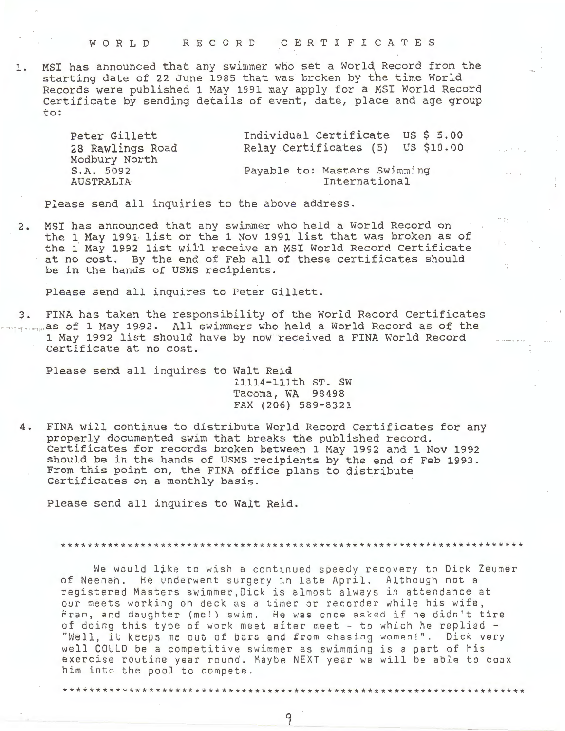# WORLD RECORD CERTIFICATES

1. MSI has announced that any swimmer who set a World Record from the starting date of 22 June 1985 that was broken by the time World Records were published 1 May 1991 may apply for a MSI World Record Certificate by sending details of event, date, place and age group to:

   Peter Gillett
   28 Rawlings Road
   Modbury North
   S.A. 5092
   AUSTRALIA

   Individual Certificate US $ 5.00
   Relay Certificates (5) US $10.00

   Payable to: Masters Swimming International

   Please send all inquiries to the above address.

2. MSI has announced that any swimmer who held a World Record on the 1 May 1991 list or the 1 Nov 1991 list that was broken as of the 1 May 1992 list will receive an MSI World Record Certificate at no cost. By the end of Feb all of these certificates should be in the hands of USMS recipients.

   Please send all inquires to Peter Gillett.

3. FINA has taken the responsibility of the World Record Certificates as of 1 May 1992. All swimmers who held a World Record as of the 1 May 1992 list should have by now received a FINA World Record Certificate at no cost.

   Please send all inquires to Walt Reid
   11114-111th ST. SW
   Tacoma, WA 98498
   FAX (206) 589-8321

4. FINA will continue to distribute World Record Certificates for any properly documented swim that breaks the published record. Certificates for records broken between 1 May 1992 and 1 Nov 1992 should be in the hands of USMS recipients by the end of Feb 1993. From this point on, the FINA office plans to distribute Certificates on a monthly basis.

   Please send all inquires to Walt Reid.

*****************************************************************

We would like to wish a continued speedy recovery to Dick Zeumer of Neenah. He underwent surgery in late April. Although not a registered Masters swimmer, Dick is almost always in attendance at our meets working on deck as a timer or recorder while his wife, Fran, and daughter (me!) swim. He was once asked if he didn't tire of doing this type of work meet after meet - to which he replied - "Well, it keeps me out of bars and from chasing women!". Dick very well COULD be a competitive swimmer as swimming is a part of his exercise routine year round. Maybe NEXT year we will be able to coax him into the pool to compete.

*****************************************************************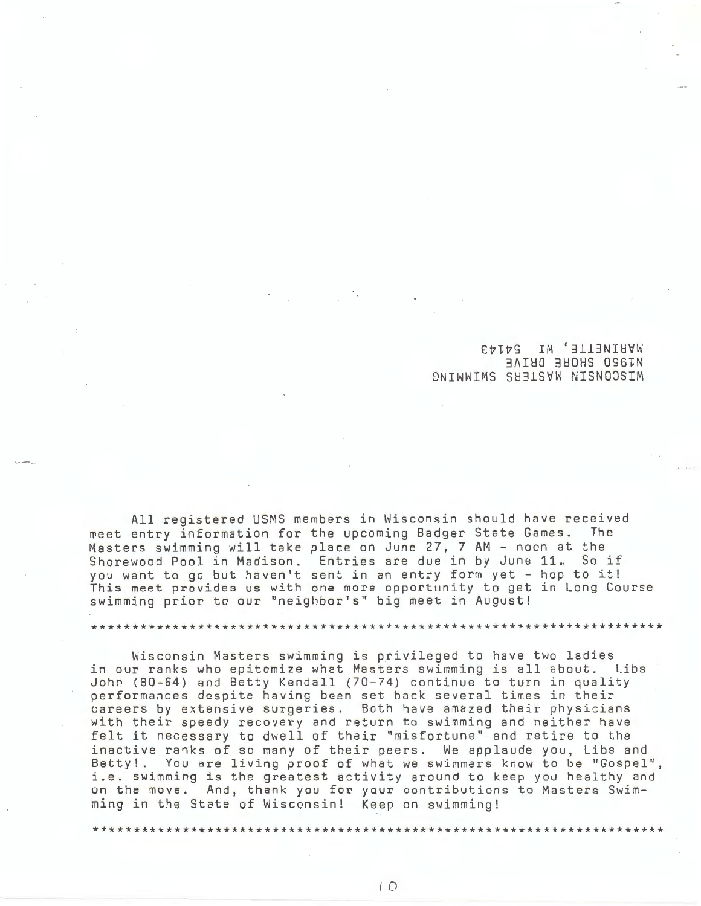WISCONSIN MASTERS SWIMMING
N1950 SHORE DRIVE
MARINETTE, WI 54143

All registered USMS members in Wisconsin should have received meet entry information for the upcoming Badger State Games. The Masters swimming will take place on June 27, 7 AM - noon at the Shorewood Pool in Madison. Entries are due in by June 11. So if you want to go but haven't sent in an entry form yet - hop to it! This meet provides us with one more opportunity to get in Long Course swimming prior to our "neighbor's" big meet in August!

**********************************************************************

Wisconsin Masters swimming is privileged to have two ladies in our ranks who epitomize what Masters swimming is all about. Libs John (80-84) and Betty Kendall (70-74) continue to turn in quality performances despite having been set back several times in their careers by extensive surgeries. Both have amazed their physicians with their speedy recovery and return to swimming and neither have felt it necessary to dwell of their "misfortune" and retire to the inactive ranks of so many of their peers. We applaude you, Libs and Betty!. You are living proof of what we swimmers know to be "Gospel", i.e. swimming is the greatest activity around to keep you healthy and on the move. And, thank you for your contributions to Masters Swimming in the State of Wisconsin! Keep on swimming!

**********************************************************************